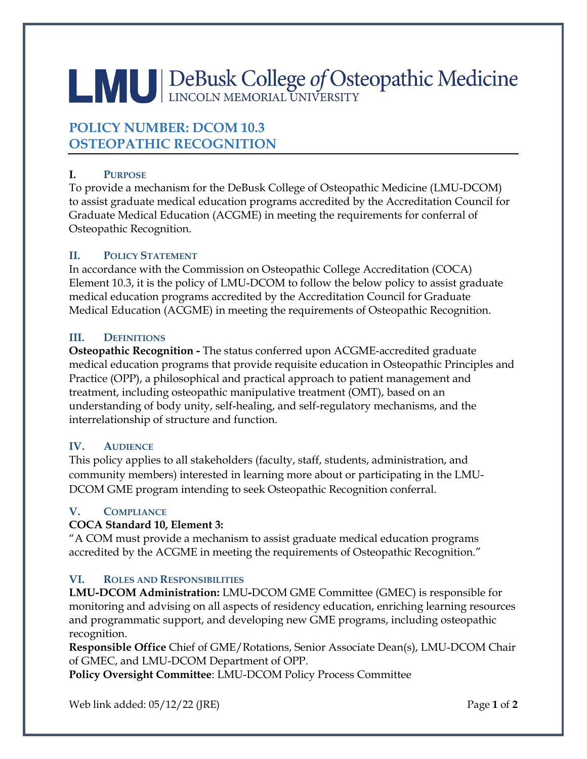# LMU | DeBusk College *of* Osteopathic Medicine
LINCOLN MEMORIAL UNIVERSITY

## POLICY NUMBER: DCOM 10.3
## OSTEOPATHIC RECOGNITION

### I. PURPOSE

To provide a mechanism for the DeBusk College of Osteopathic Medicine (LMU-DCOM) to assist graduate medical education programs accredited by the Accreditation Council for Graduate Medical Education (ACGME) in meeting the requirements for conferral of Osteopathic Recognition.

### II. POLICY STATEMENT

In accordance with the Commission on Osteopathic College Accreditation (COCA) Element 10.3, it is the policy of LMU-DCOM to follow the below policy to assist graduate medical education programs accredited by the Accreditation Council for Graduate Medical Education (ACGME) in meeting the requirements of Osteopathic Recognition.

### III. DEFINITIONS

**Osteopathic Recognition -** The status conferred upon ACGME-accredited graduate medical education programs that provide requisite education in Osteopathic Principles and Practice (OPP), a philosophical and practical approach to patient management and treatment, including osteopathic manipulative treatment (OMT), based on an understanding of body unity, self-healing, and self-regulatory mechanisms, and the interrelationship of structure and function.

### IV. AUDIENCE

This policy applies to all stakeholders (faculty, staff, students, administration, and community members) interested in learning more about or participating in the LMU-DCOM GME program intending to seek Osteopathic Recognition conferral.

### V. COMPLIANCE

**COCA Standard 10, Element 3:**

"A COM must provide a mechanism to assist graduate medical education programs accredited by the ACGME in meeting the requirements of Osteopathic Recognition."

### VI. ROLES AND RESPONSIBILITIES

**LMU-DCOM Administration:** LMU-DCOM GME Committee (GMEC) is responsible for monitoring and advising on all aspects of residency education, enriching learning resources and programmatic support, and developing new GME programs, including osteopathic recognition.

**Responsible Office** Chief of GME/Rotations, Senior Associate Dean(s), LMU-DCOM Chair of GMEC, and LMU-DCOM Department of OPP.

**Policy Oversight Committee**: LMU-DCOM Policy Process Committee

Web link added: 05/12/22 (JRE)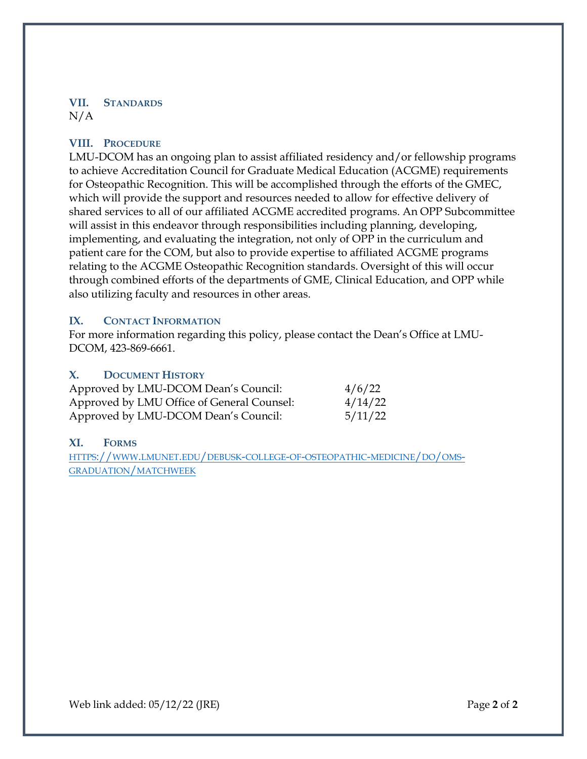## VII. Standards

N/A

## VIII. Procedure

LMU-DCOM has an ongoing plan to assist affiliated residency and/or fellowship programs to achieve Accreditation Council for Graduate Medical Education (ACGME) requirements for Osteopathic Recognition. This will be accomplished through the efforts of the GMEC, which will provide the support and resources needed to allow for effective delivery of shared services to all of our affiliated ACGME accredited programs. An OPP Subcommittee will assist in this endeavor through responsibilities including planning, developing, implementing, and evaluating the integration, not only of OPP in the curriculum and patient care for the COM, but also to provide expertise to affiliated ACGME programs relating to the ACGME Osteopathic Recognition standards. Oversight of this will occur through combined efforts of the departments of GME, Clinical Education, and OPP while also utilizing faculty and resources in other areas.

## IX. Contact Information

For more information regarding this policy, please contact the Dean's Office at LMU-DCOM, 423-869-6661.

## X. Document History

| | |
|---|---|
| Approved by LMU-DCOM Dean's Council: | 4/6/22 |
| Approved by LMU Office of General Counsel: | 4/14/22 |
| Approved by LMU-DCOM Dean's Council: | 5/11/22 |

## XI. Forms

[HTTPS://WWW.LMUNET.EDU/DEBUSK-COLLEGE-OF-OSTEOPATHIC-MEDICINE/DO/OMS-GRADUATION/MATCHWEEK](https://www.lmunet.edu/debusk-college-of-osteopathic-medicine/do/oms-graduation/matchweek)

Web link added: 05/12/22 (JRE)